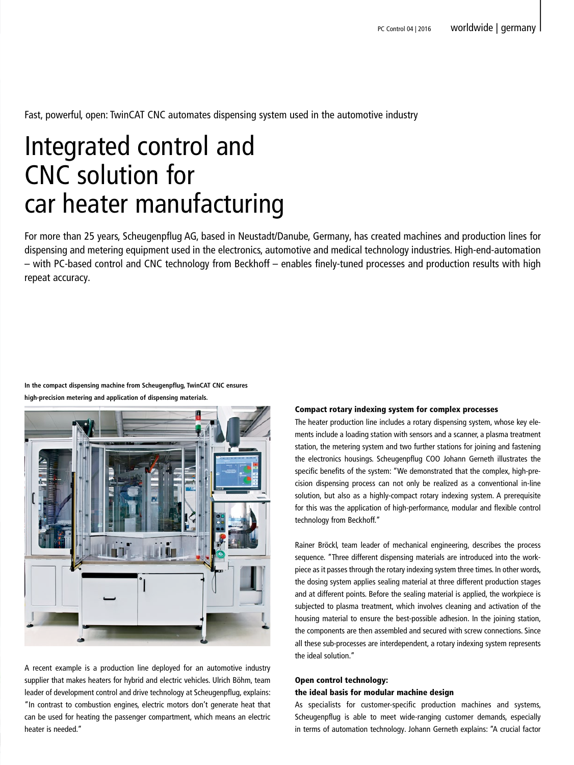Fast, powerful, open: TwinCAT CNC automates dispensing system used in the automotive industry

# Integrated control and CNC solution for car heater manufacturing

For more than 25 years, Scheugenpflug AG, based in Neustadt/Danube, Germany, has created machines and production lines for dispensing and metering equipment used in the electronics, automotive and medical technology industries. High-end-automation – with PC-based control and CNC technology from Beckhoff – enables finely-tuned processes and production results with high repeat accuracy.

**In the compact dispensing machine from Scheugenpflug, TwinCAT CNC ensures high-precision metering and application of dispensing materials.**

A recent example is a production line deployed for an automotive industry supplier that makes heaters for hybrid and electric vehicles. Ulrich Böhm, team leader of development control and drive technology at Scheugenpflug, explains: "In contrast to combustion engines, electric motors don't generate heat that can be used for heating the passenger compartment, which means an electric heater is needed."

### Compact rotary indexing system for complex processes

The heater production line includes a rotary dispensing system, whose key elements include a loading station with sensors and a scanner, a plasma treatment station, the metering system and two further stations for joining and fastening the electronics housings. Scheugenpflug COO Johann Gerneth illustrates the specific benefits of the system: "We demonstrated that the complex, high-precision dispensing process can not only be realized as a conventional in-line solution, but also as a highly-compact rotary indexing system. A prerequisite for this was the application of high-performance, modular and flexible control technology from Beckhoff."

Rainer Bröckl, team leader of mechanical engineering, describes the process sequence. "Three different dispensing materials are introduced into the workpiece as it passes through the rotary indexing system three times. In other words, the dosing system applies sealing material at three different production stages and at different points. Before the sealing material is applied, the workpiece is subjected to plasma treatment, which involves cleaning and activation of the housing material to ensure the best-possible adhesion. In the joining station, the components are then assembled and secured with screw connections. Since all these sub-processes are interdependent, a rotary indexing system represents the ideal solution."

### Open control technology: the ideal basis for modular machine design

As specialists for customer-specific production machines and systems, Scheugenpflug is able to meet wide-ranging customer demands, especially in terms of automation technology. Johann Gerneth explains: "A crucial factor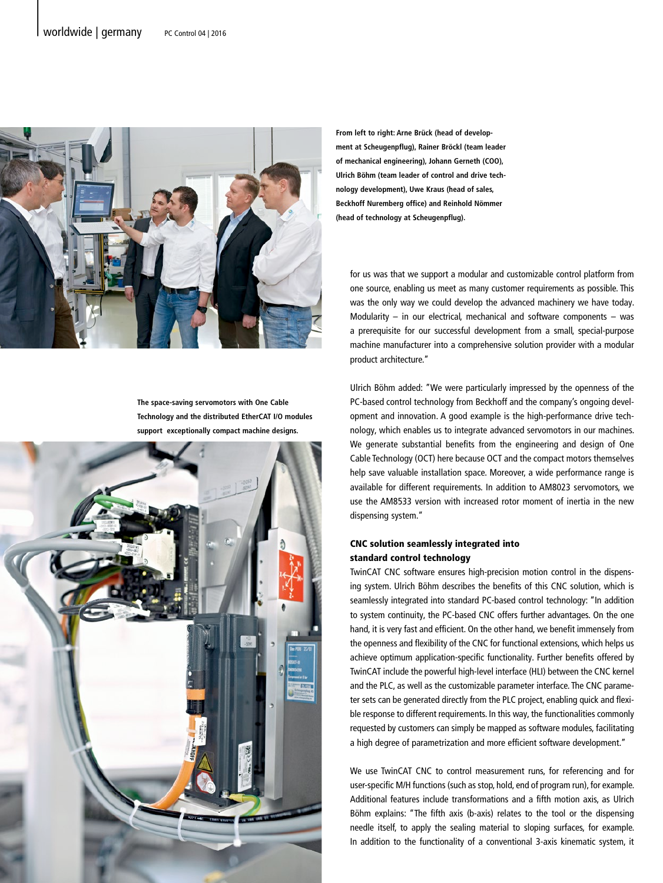From left to right: Arne Brück (head of development at Scheugenpflug), Rainer Bröckl (team leader of mechanical engineering), Johann Gerneth (COO), Ulrich Böhm (team leader of control and drive technology development), Uwe Kraus (head of sales, Beckhoff Nuremberg office) and Reinhold Nömmer (head of technology at Scheugenpflug).

The space-saving servomotors with One Cable Technology and the distributed EtherCAT I/O modules support exceptionally compact machine designs.

for us was that we support a modular and customizable control platform from one source, enabling us meet as many customer requirements as possible. This was the only way we could develop the advanced machinery we have today. Modularity – in our electrical, mechanical and software components – was a prerequisite for our successful development from a small, special-purpose machine manufacturer into a comprehensive solution provider with a modular product architecture."

Ulrich Böhm added: "We were particularly impressed by the openness of the PC-based control technology from Beckhoff and the company's ongoing development and innovation. A good example is the high-performance drive technology, which enables us to integrate advanced servomotors in our machines. We generate substantial benefits from the engineering and design of One Cable Technology (OCT) here because OCT and the compact motors themselves help save valuable installation space. Moreover, a wide performance range is available for different requirements. In addition to AM8023 servomotors, we use the AM8533 version with increased rotor moment of inertia in the new dispensing system."

## CNC solution seamlessly integrated into standard control technology

TwinCAT CNC software ensures high-precision motion control in the dispensing system. Ulrich Böhm describes the benefits of this CNC solution, which is seamlessly integrated into standard PC-based control technology: "In addition to system continuity, the PC-based CNC offers further advantages. On the one hand, it is very fast and efficient. On the other hand, we benefit immensely from the openness and flexibility of the CNC for functional extensions, which helps us achieve optimum application-specific functionality. Further benefits offered by TwinCAT include the powerful high-level interface (HLI) between the CNC kernel and the PLC, as well as the customizable parameter interface. The CNC parameter sets can be generated directly from the PLC project, enabling quick and flexible response to different requirements. In this way, the functionalities commonly requested by customers can simply be mapped as software modules, facilitating a high degree of parametrization and more efficient software development."

We use TwinCAT CNC to control measurement runs, for referencing and for user-specific M/H functions (such as stop, hold, end of program run), for example. Additional features include transformations and a fifth motion axis, as Ulrich Böhm explains: "The fifth axis (b-axis) relates to the tool or the dispensing needle itself, to apply the sealing material to sloping surfaces, for example. In addition to the functionality of a conventional 3-axis kinematic system, it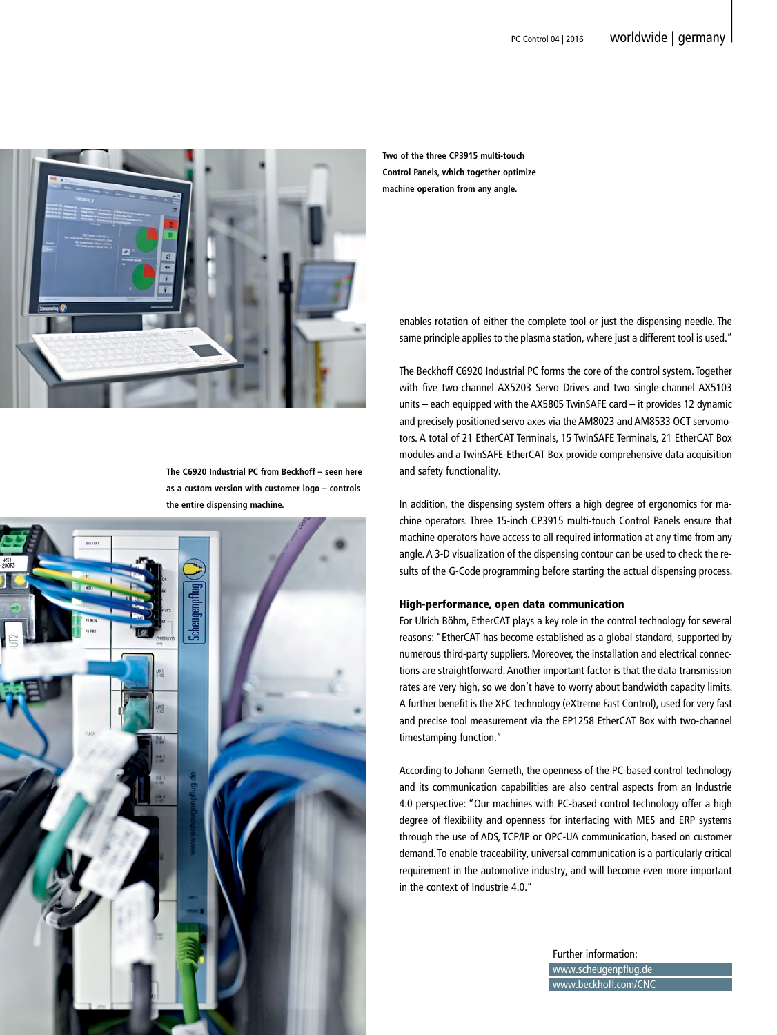Two of the three CP3915 multi-touch Control Panels, which together optimize machine operation from any angle.

The C6920 Industrial PC from Beckhoff – seen here as a custom version with customer logo – controls the entire dispensing machine.

enables rotation of either the complete tool or just the dispensing needle. The same principle applies to the plasma station, where just a different tool is used."

The Beckhoff C6920 Industrial PC forms the core of the control system. Together with five two-channel AX5203 Servo Drives and two single-channel AX5103 units – each equipped with the AX5805 TwinSAFE card – it provides 12 dynamic and precisely positioned servo axes via the AM8023 and AM8533 OCT servomotors. A total of 21 EtherCAT Terminals, 15 TwinSAFE Terminals, 21 EtherCAT Box modules and a TwinSAFE-EtherCAT Box provide comprehensive data acquisition and safety functionality.

In addition, the dispensing system offers a high degree of ergonomics for machine operators. Three 15-inch CP3915 multi-touch Control Panels ensure that machine operators have access to all required information at any time from any angle. A 3-D visualization of the dispensing contour can be used to check the results of the G-Code programming before starting the actual dispensing process.

### High-performance, open data communication

For Ulrich Böhm, EtherCAT plays a key role in the control technology for several reasons: "EtherCAT has become established as a global standard, supported by numerous third-party suppliers. Moreover, the installation and electrical connections are straightforward. Another important factor is that the data transmission rates are very high, so we don't have to worry about bandwidth capacity limits. A further benefit is the XFC technology (eXtreme Fast Control), used for very fast and precise tool measurement via the EP1258 EtherCAT Box with two-channel timestamping function."

According to Johann Gerneth, the openness of the PC-based control technology and its communication capabilities are also central aspects from an Industrie 4.0 perspective: "Our machines with PC-based control technology offer a high degree of flexibility and openness for interfacing with MES and ERP systems through the use of ADS, TCP/IP or OPC-UA communication, based on customer demand. To enable traceability, universal communication is a particularly critical requirement in the automotive industry, and will become even more important in the context of Industrie 4.0."

Further information:
www.scheugenpflug.de
www.beckhoff.com/CNC